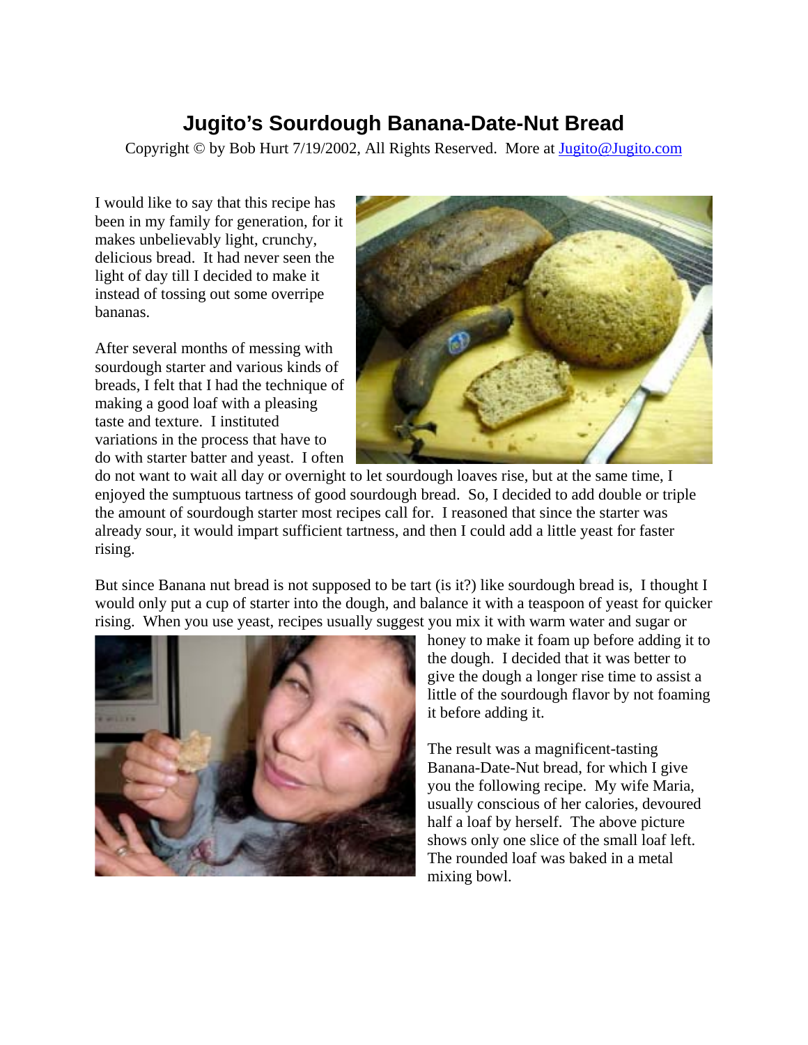# Jugito's Sourdough Banana-Date-Nut Bread

Copyright © by Bob Hurt 7/19/2002, All Rights Reserved. More at Jugito@Jugito.com

I would like to say that this recipe has been in my family for generation, for it makes unbelievably light, crunchy, delicious bread. It had never seen the light of day till I decided to make it instead of tossing out some overripe bananas.

After several months of messing with sourdough starter and various kinds of breads, I felt that I had the technique of making a good loaf with a pleasing taste and texture. I instituted variations in the process that have to do with starter batter and yeast. I often do not want to wait all day or overnight to let sourdough loaves rise, but at the same time, I enjoyed the sumptuous tartness of good sourdough bread. So, I decided to add double or triple the amount of sourdough starter most recipes call for. I reasoned that since the starter was already sour, it would impart sufficient tartness, and then I could add a little yeast for faster rising.

But since Banana nut bread is not supposed to be tart (is it?) like sourdough bread is, I thought I would only put a cup of starter into the dough, and balance it with a teaspoon of yeast for quicker rising. When you use yeast, recipes usually suggest you mix it with warm water and sugar or honey to make it foam up before adding it to the dough. I decided that it was better to give the dough a longer rise time to assist a little of the sourdough flavor by not foaming it before adding it.

The result was a magnificent-tasting Banana-Date-Nut bread, for which I give you the following recipe. My wife Maria, usually conscious of her calories, devoured half a loaf by herself. The above picture shows only one slice of the small loaf left. The rounded loaf was baked in a metal mixing bowl.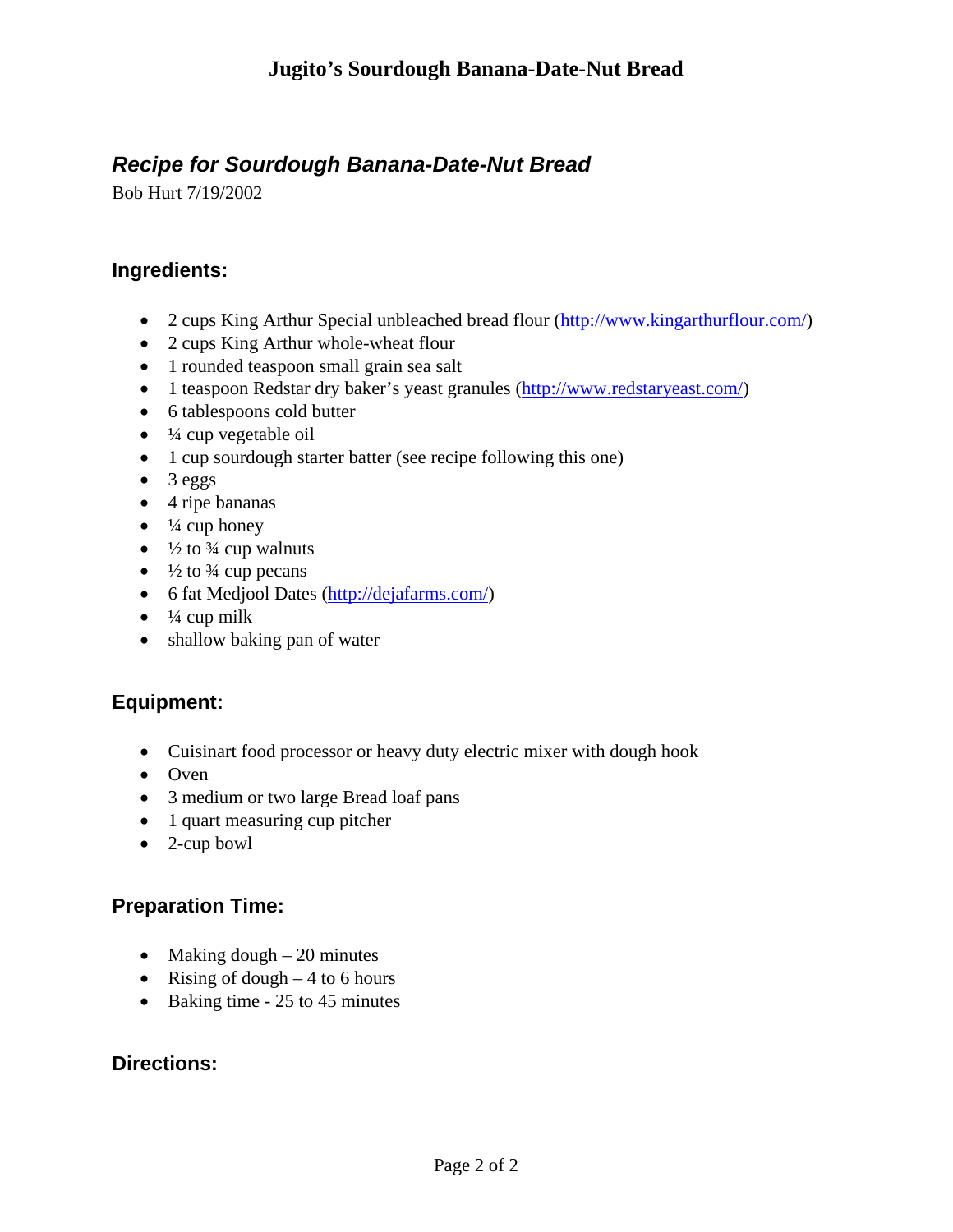# Jugito's Sourdough Banana-Date-Nut Bread

## *Recipe for Sourdough Banana-Date-Nut Bread*

Bob Hurt 7/19/2002

### Ingredients:

- 2 cups King Arthur Special unbleached bread flour (http://www.kingarthurflour.com/)
- 2 cups King Arthur whole-wheat flour
- 1 rounded teaspoon small grain sea salt
- 1 teaspoon Redstar dry baker's yeast granules (http://www.redstaryeast.com/)
- 6 tablespoons cold butter
- ¼ cup vegetable oil
- 1 cup sourdough starter batter (see recipe following this one)
- 3 eggs
- 4 ripe bananas
- ¼ cup honey
- ½ to ¾ cup walnuts
- ½ to ¾ cup pecans
- 6 fat Medjool Dates (http://dejafarms.com/)
- ¼ cup milk
- shallow baking pan of water

### Equipment:

- Cuisinart food processor or heavy duty electric mixer with dough hook
- Oven
- 3 medium or two large Bread loaf pans
- 1 quart measuring cup pitcher
- 2-cup bowl

### Preparation Time:

- Making dough – 20 minutes
- Rising of dough – 4 to 6 hours
- Baking time - 25 to 45 minutes

### Directions: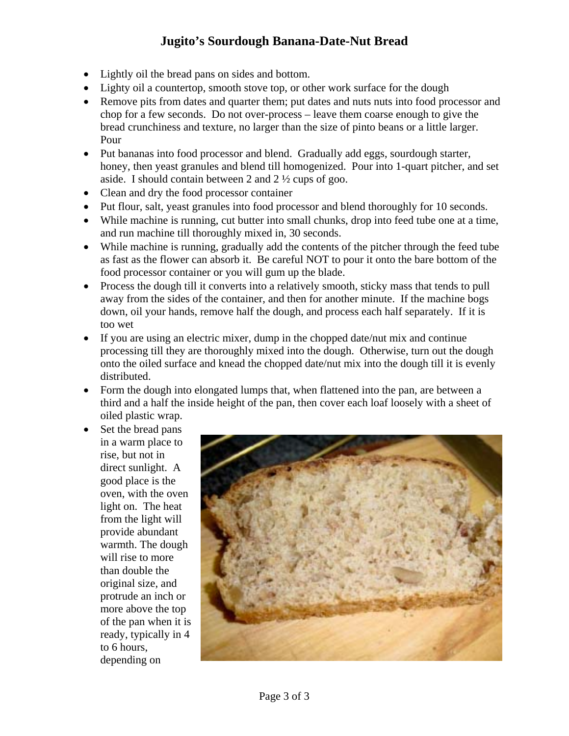# Jugito's Sourdough Banana-Date-Nut Bread

- Lightly oil the bread pans on sides and bottom.
- Lighty oil a countertop, smooth stove top, or other work surface for the dough
- Remove pits from dates and quarter them; put dates and nuts nuts into food processor and chop for a few seconds. Do not over-process – leave them coarse enough to give the bread crunchiness and texture, no larger than the size of pinto beans or a little larger. Pour
- Put bananas into food processor and blend. Gradually add eggs, sourdough starter, honey, then yeast granules and blend till homogenized. Pour into 1-quart pitcher, and set aside. I should contain between 2 and 2 ½ cups of goo.
- Clean and dry the food processor container
- Put flour, salt, yeast granules into food processor and blend thoroughly for 10 seconds.
- While machine is running, cut butter into small chunks, drop into feed tube one at a time, and run machine till thoroughly mixed in, 30 seconds.
- While machine is running, gradually add the contents of the pitcher through the feed tube as fast as the flower can absorb it. Be careful NOT to pour it onto the bare bottom of the food processor container or you will gum up the blade.
- Process the dough till it converts into a relatively smooth, sticky mass that tends to pull away from the sides of the container, and then for another minute. If the machine bogs down, oil your hands, remove half the dough, and process each half separately. If it is too wet
- If you are using an electric mixer, dump in the chopped date/nut mix and continue processing till they are thoroughly mixed into the dough. Otherwise, turn out the dough onto the oiled surface and knead the chopped date/nut mix into the dough till it is evenly distributed.
- Form the dough into elongated lumps that, when flattened into the pan, are between a third and a half the inside height of the pan, then cover each loaf loosely with a sheet of oiled plastic wrap.
- Set the bread pans in a warm place to rise, but not in direct sunlight. A good place is the oven, with the oven light on. The heat from the light will provide abundant warmth. The dough will rise to more than double the original size, and protrude an inch or more above the top of the pan when it is ready, typically in 4 to 6 hours, depending on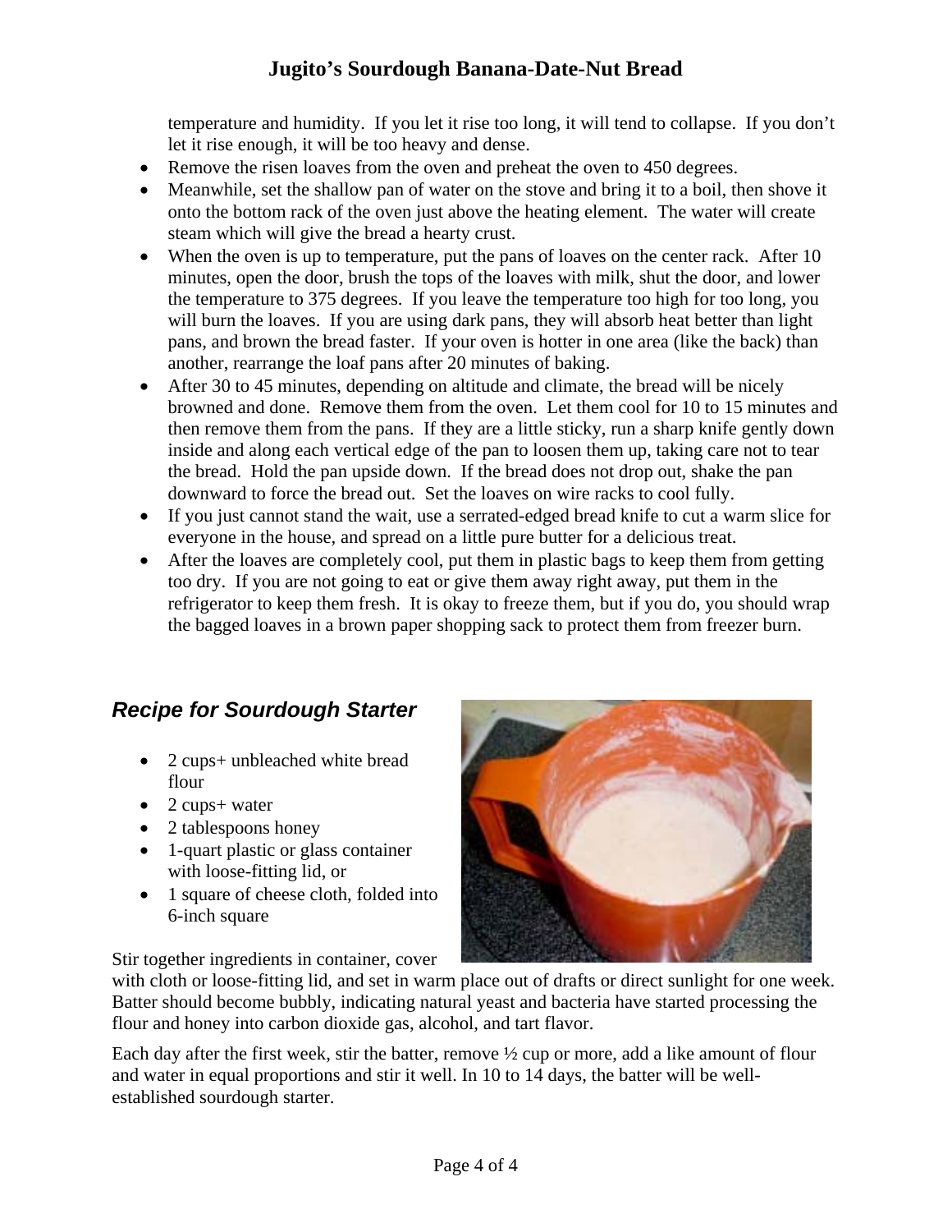temperature and humidity. If you let it rise too long, it will tend to collapse. If you don't let it rise enough, it will be too heavy and dense.

- Remove the risen loaves from the oven and preheat the oven to 450 degrees.
- Meanwhile, set the shallow pan of water on the stove and bring it to a boil, then shove it onto the bottom rack of the oven just above the heating element. The water will create steam which will give the bread a hearty crust.
- When the oven is up to temperature, put the pans of loaves on the center rack. After 10 minutes, open the door, brush the tops of the loaves with milk, shut the door, and lower the temperature to 375 degrees. If you leave the temperature too high for too long, you will burn the loaves. If you are using dark pans, they will absorb heat better than light pans, and brown the bread faster. If your oven is hotter in one area (like the back) than another, rearrange the loaf pans after 20 minutes of baking.
- After 30 to 45 minutes, depending on altitude and climate, the bread will be nicely browned and done. Remove them from the oven. Let them cool for 10 to 15 minutes and then remove them from the pans. If they are a little sticky, run a sharp knife gently down inside and along each vertical edge of the pan to loosen them up, taking care not to tear the bread. Hold the pan upside down. If the bread does not drop out, shake the pan downward to force the bread out. Set the loaves on wire racks to cool fully.
- If you just cannot stand the wait, use a serrated-edged bread knife to cut a warm slice for everyone in the house, and spread on a little pure butter for a delicious treat.
- After the loaves are completely cool, put them in plastic bags to keep them from getting too dry. If you are not going to eat or give them away right away, put them in the refrigerator to keep them fresh. It is okay to freeze them, but if you do, you should wrap the bagged loaves in a brown paper shopping sack to protect them from freezer burn.

## *Recipe for Sourdough Starter*

- 2 cups+ unbleached white bread flour
- 2 cups+ water
- 2 tablespoons honey
- 1-quart plastic or glass container with loose-fitting lid, or
- 1 square of cheese cloth, folded into 6-inch square

Stir together ingredients in container, cover with cloth or loose-fitting lid, and set in warm place out of drafts or direct sunlight for one week. Batter should become bubbly, indicating natural yeast and bacteria have started processing the flour and honey into carbon dioxide gas, alcohol, and tart flavor.

Each day after the first week, stir the batter, remove ½ cup or more, add a like amount of flour and water in equal proportions and stir it well. In 10 to 14 days, the batter will be well-established sourdough starter.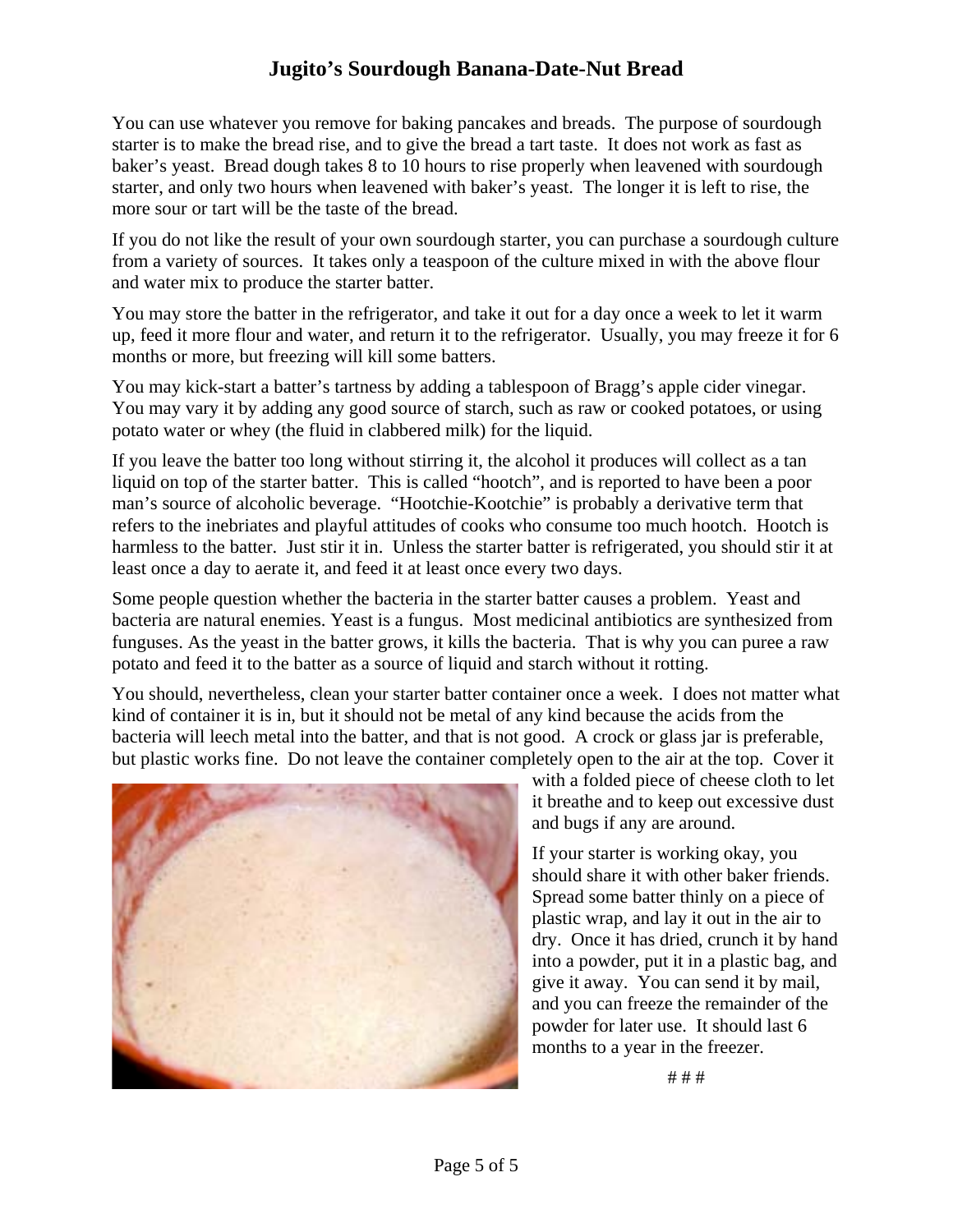# Jugito's Sourdough Banana-Date-Nut Bread

You can use whatever you remove for baking pancakes and breads. The purpose of sourdough starter is to make the bread rise, and to give the bread a tart taste. It does not work as fast as baker's yeast. Bread dough takes 8 to 10 hours to rise properly when leavened with sourdough starter, and only two hours when leavened with baker's yeast. The longer it is left to rise, the more sour or tart will be the taste of the bread.

If you do not like the result of your own sourdough starter, you can purchase a sourdough culture from a variety of sources. It takes only a teaspoon of the culture mixed in with the above flour and water mix to produce the starter batter.

You may store the batter in the refrigerator, and take it out for a day once a week to let it warm up, feed it more flour and water, and return it to the refrigerator. Usually, you may freeze it for 6 months or more, but freezing will kill some batters.

You may kick-start a batter's tartness by adding a tablespoon of Bragg's apple cider vinegar. You may vary it by adding any good source of starch, such as raw or cooked potatoes, or using potato water or whey (the fluid in clabbered milk) for the liquid.

If you leave the batter too long without stirring it, the alcohol it produces will collect as a tan liquid on top of the starter batter. This is called "hootch", and is reported to have been a poor man's source of alcoholic beverage. "Hootchie-Kootchie" is probably a derivative term that refers to the inebriates and playful attitudes of cooks who consume too much hootch. Hootch is harmless to the batter. Just stir it in. Unless the starter batter is refrigerated, you should stir it at least once a day to aerate it, and feed it at least once every two days.

Some people question whether the bacteria in the starter batter causes a problem. Yeast and bacteria are natural enemies. Yeast is a fungus. Most medicinal antibiotics are synthesized from funguses. As the yeast in the batter grows, it kills the bacteria. That is why you can puree a raw potato and feed it to the batter as a source of liquid and starch without it rotting.

You should, nevertheless, clean your starter batter container once a week. I does not matter what kind of container it is in, but it should not be metal of any kind because the acids from the bacteria will leech metal into the batter, and that is not good. A crock or glass jar is preferable, but plastic works fine. Do not leave the container completely open to the air at the top. Cover it with a folded piece of cheese cloth to let it breathe and to keep out excessive dust and bugs if any are around.

If your starter is working okay, you should share it with other baker friends. Spread some batter thinly on a piece of plastic wrap, and lay it out in the air to dry. Once it has dried, crunch it by hand into a powder, put it in a plastic bag, and give it away. You can send it by mail, and you can freeze the remainder of the powder for later use. It should last 6 months to a year in the freezer.

# # #